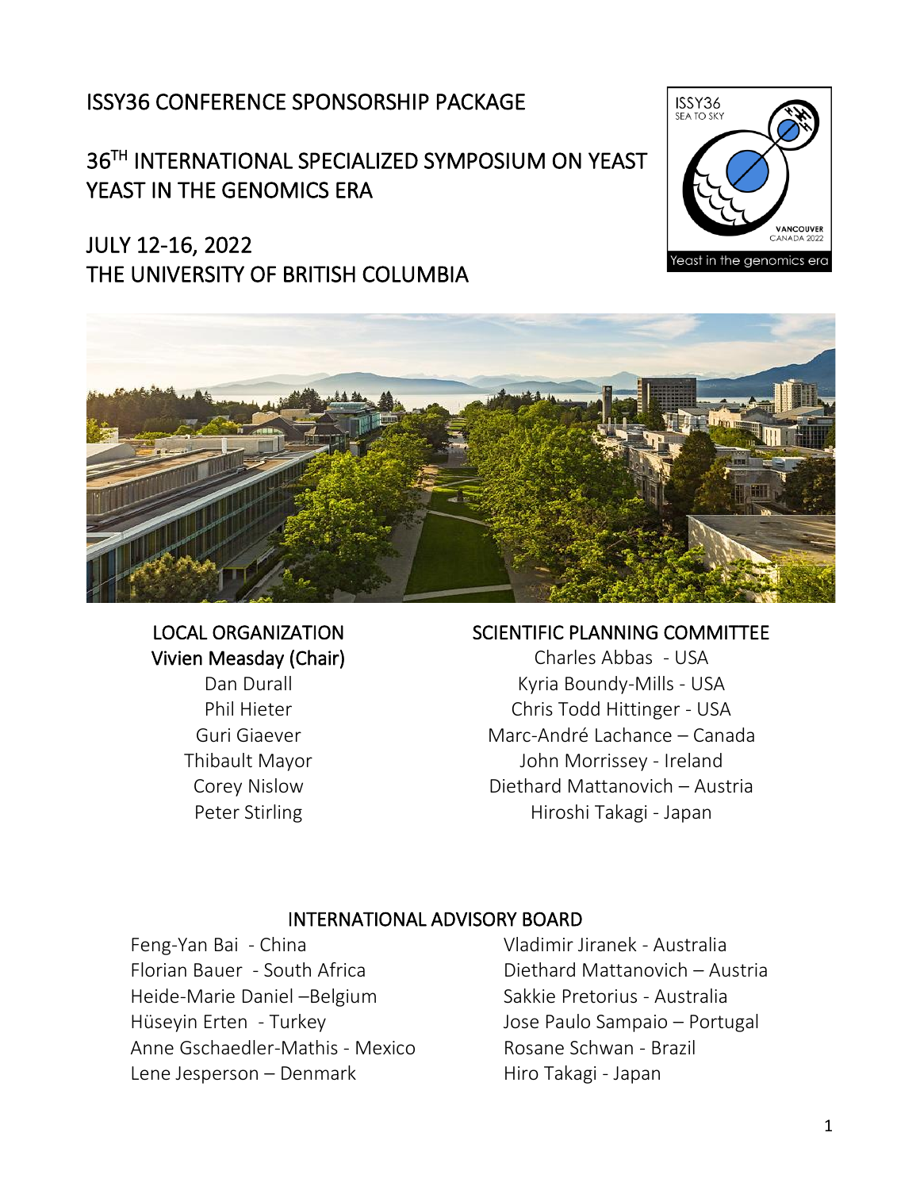# ISSY36 CONFERENCE SPONSORSHIP PACKAGE

## 36TH INTERNATIONAL SPECIALIZED SYMPOSIUM ON YEAST
## YEAST IN THE GENOMICS ERA

## JULY 12-16, 2022
## THE UNIVERSITY OF BRITISH COLUMBIA

### LOCAL ORGANIZATION

Vivien Measday (Chair)
Dan Durall
Phil Hieter
Guri Giaever
Thibault Mayor
Corey Nislow
Peter Stirling

### SCIENTIFIC PLANNING COMMITTEE

Charles Abbas - USA
Kyria Boundy-Mills - USA
Chris Todd Hittinger - USA
Marc-André Lachance – Canada
John Morrissey - Ireland
Diethard Mattanovich – Austria
Hiroshi Takagi - Japan

### INTERNATIONAL ADVISORY BOARD

Feng-Yan Bai - China
Florian Bauer - South Africa
Heide-Marie Daniel –Belgium
Hüseyin Erten - Turkey
Anne Gschaedler-Mathis - Mexico
Lene Jesperson – Denmark
Vladimir Jiranek - Australia
Diethard Mattanovich – Austria
Sakkie Pretorius - Australia
Jose Paulo Sampaio – Portugal
Rosane Schwan - Brazil
Hiro Takagi - Japan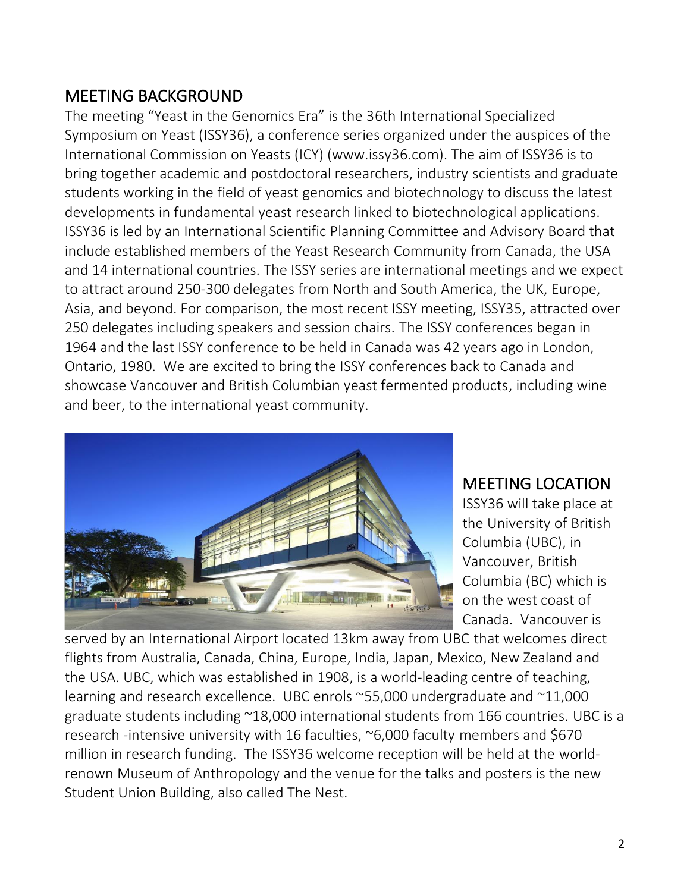## MEETING BACKGROUND

The meeting "Yeast in the Genomics Era" is the 36th International Specialized Symposium on Yeast (ISSY36), a conference series organized under the auspices of the International Commission on Yeasts (ICY) (www.issy36.com). The aim of ISSY36 is to bring together academic and postdoctoral researchers, industry scientists and graduate students working in the field of yeast genomics and biotechnology to discuss the latest developments in fundamental yeast research linked to biotechnological applications. ISSY36 is led by an International Scientific Planning Committee and Advisory Board that include established members of the Yeast Research Community from Canada, the USA and 14 international countries. The ISSY series are international meetings and we expect to attract around 250-300 delegates from North and South America, the UK, Europe, Asia, and beyond. For comparison, the most recent ISSY meeting, ISSY35, attracted over 250 delegates including speakers and session chairs. The ISSY conferences began in 1964 and the last ISSY conference to be held in Canada was 42 years ago in London, Ontario, 1980. We are excited to bring the ISSY conferences back to Canada and showcase Vancouver and British Columbian yeast fermented products, including wine and beer, to the international yeast community.

## MEETING LOCATION

ISSY36 will take place at the University of British Columbia (UBC), in Vancouver, British Columbia (BC) which is on the west coast of Canada. Vancouver is served by an International Airport located 13km away from UBC that welcomes direct flights from Australia, Canada, China, Europe, India, Japan, Mexico, New Zealand and the USA. UBC, which was established in 1908, is a world-leading centre of teaching, learning and research excellence. UBC enrols ~55,000 undergraduate and ~11,000 graduate students including ~18,000 international students from 166 countries. UBC is a research -intensive university with 16 faculties, ~6,000 faculty members and $670 million in research funding. The ISSY36 welcome reception will be held at the world-renown Museum of Anthropology and the venue for the talks and posters is the new Student Union Building, also called The Nest.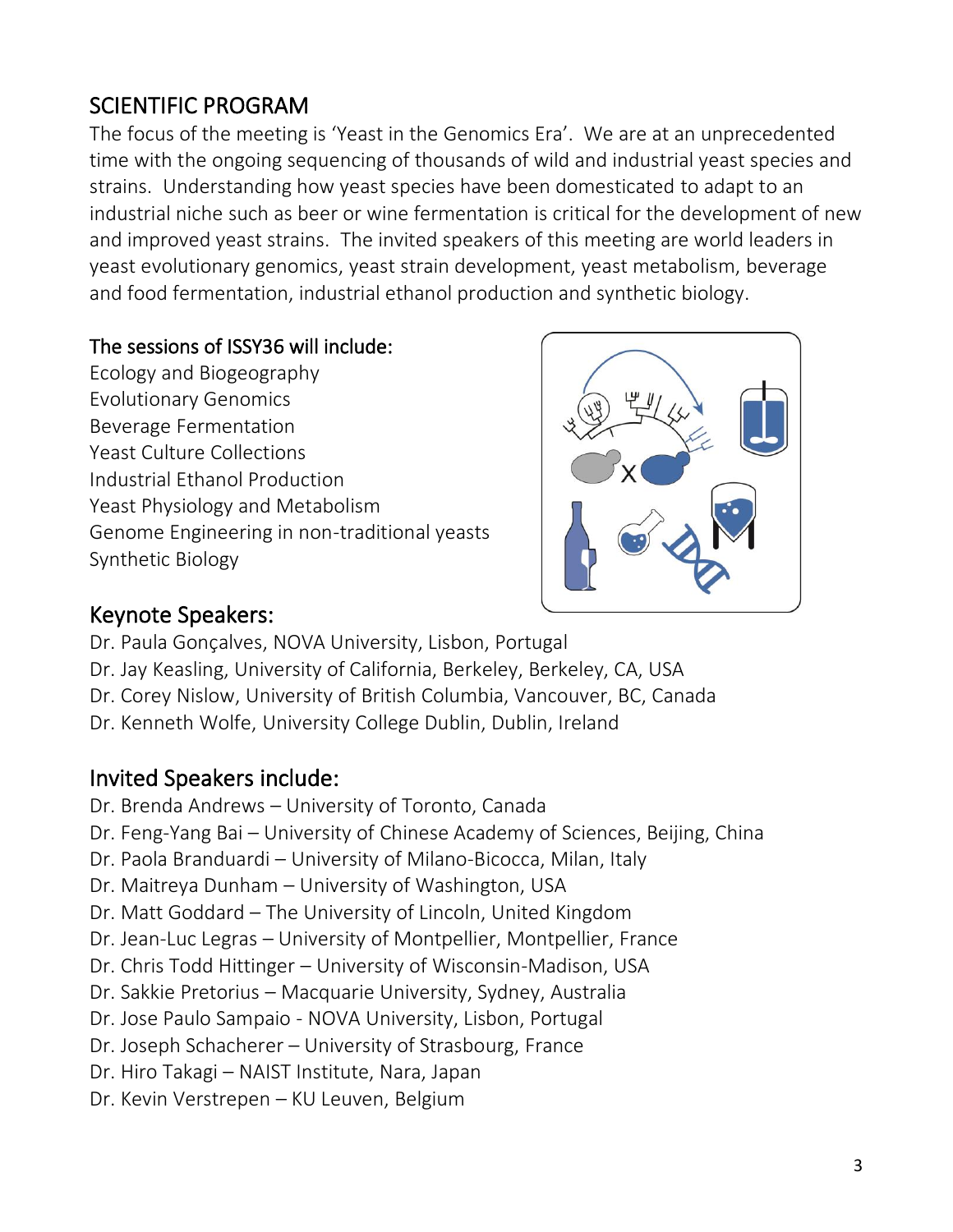## SCIENTIFIC PROGRAM

The focus of the meeting is 'Yeast in the Genomics Era'. We are at an unprecedented time with the ongoing sequencing of thousands of wild and industrial yeast species and strains. Understanding how yeast species have been domesticated to adapt to an industrial niche such as beer or wine fermentation is critical for the development of new and improved yeast strains. The invited speakers of this meeting are world leaders in yeast evolutionary genomics, yeast strain development, yeast metabolism, beverage and food fermentation, industrial ethanol production and synthetic biology.

### The sessions of ISSY36 will include:

Ecology and Biogeography
Evolutionary Genomics
Beverage Fermentation
Yeast Culture Collections
Industrial Ethanol Production
Yeast Physiology and Metabolism
Genome Engineering in non-traditional yeasts
Synthetic Biology

## Keynote Speakers:

Dr. Paula Gonçalves, NOVA University, Lisbon, Portugal
Dr. Jay Keasling, University of California, Berkeley, Berkeley, CA, USA
Dr. Corey Nislow, University of British Columbia, Vancouver, BC, Canada
Dr. Kenneth Wolfe, University College Dublin, Dublin, Ireland

## Invited Speakers include:

Dr. Brenda Andrews – University of Toronto, Canada
Dr. Feng-Yang Bai – University of Chinese Academy of Sciences, Beijing, China
Dr. Paola Branduardi – University of Milano-Bicocca, Milan, Italy
Dr. Maitreya Dunham – University of Washington, USA
Dr. Matt Goddard – The University of Lincoln, United Kingdom
Dr. Jean-Luc Legras – University of Montpellier, Montpellier, France
Dr. Chris Todd Hittinger – University of Wisconsin-Madison, USA
Dr. Sakkie Pretorius – Macquarie University, Sydney, Australia
Dr. Jose Paulo Sampaio - NOVA University, Lisbon, Portugal
Dr. Joseph Schacherer – University of Strasbourg, France
Dr. Hiro Takagi – NAIST Institute, Nara, Japan
Dr. Kevin Verstrepen – KU Leuven, Belgium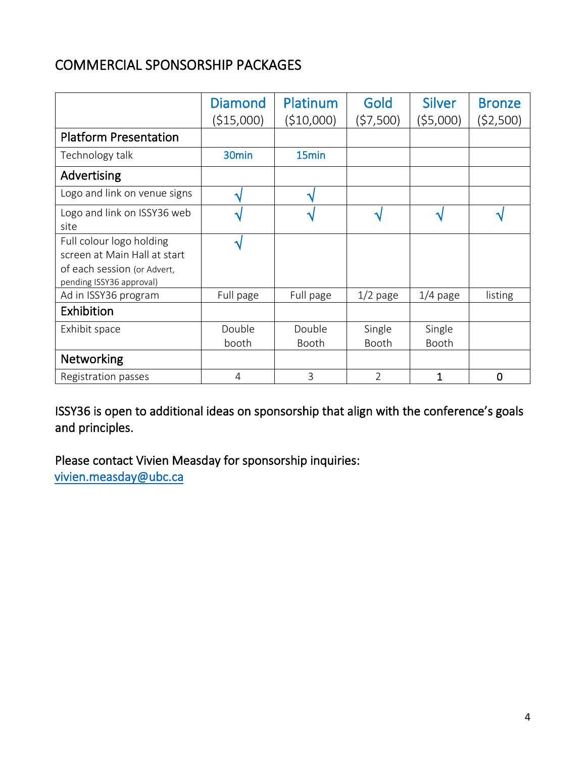## COMMERCIAL SPONSORSHIP PACKAGES

| | Diamond ($15,000) | Platinum ($10,000) | Gold ($7,500) | Silver ($5,000) | Bronze ($2,500) |
|---|---|---|---|---|---|
| **Platform Presentation** | | | | | |
| Technology talk | 30min | 15min | | | |
| **Advertising** | | | | | |
| Logo and link on venue signs | √ | √ | | | |
| Logo and link on ISSY36 web site | √ | √ | √ | √ | √ |
| Full colour logo holding screen at Main Hall at start of each session (or Advert, pending ISSY36 approval) | √ | | | | |
| Ad in ISSY36 program | Full page | Full page | 1/2 page | 1/4 page | listing |
| **Exhibition** | | | | | |
| Exhibit space | Double booth | Double Booth | Single Booth | Single Booth | |
| **Networking** | | | | | |
| Registration passes | 4 | 3 | 2 | 1 | 0 |

ISSY36 is open to additional ideas on sponsorship that align with the conference's goals and principles.

Please contact Vivien Measday for sponsorship inquiries:
vivien.measday@ubc.ca